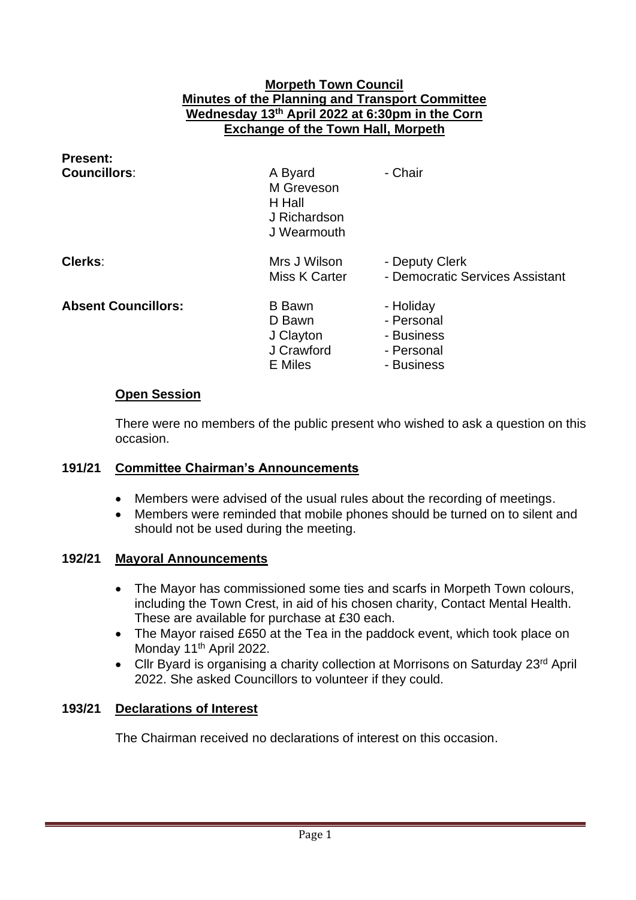**Morpeth Town Council**
**Minutes of the Planning and Transport Committee**
**Wednesday 13th April 2022 at 6:30pm in the Corn Exchange of the Town Hall, Morpeth**

**Present:**

| | | |
|---|---|---|
| **Councillors**: | A Byard | - Chair |
| | M Greveson | |
| | H Hall | |
| | J Richardson | |
| | J Wearmouth | |
| **Clerks**: | Mrs J Wilson | - Deputy Clerk |
| | Miss K Carter | - Democratic Services Assistant |
| **Absent Councillors:** | B Bawn | - Holiday |
| | D Bawn | - Personal |
| | J Clayton | - Business |
| | J Crawford | - Personal |
| | E Miles | - Business |

**Open Session**

There were no members of the public present who wished to ask a question on this occasion.

**191/21 Committee Chairman's Announcements**

- Members were advised of the usual rules about the recording of meetings.
- Members were reminded that mobile phones should be turned on to silent and should not be used during the meeting.

**192/21 Mayoral Announcements**

- The Mayor has commissioned some ties and scarfs in Morpeth Town colours, including the Town Crest, in aid of his chosen charity, Contact Mental Health. These are available for purchase at £30 each.
- The Mayor raised £650 at the Tea in the paddock event, which took place on Monday 11th April 2022.
- Cllr Byard is organising a charity collection at Morrisons on Saturday 23rd April 2022. She asked Councillors to volunteer if they could.

**193/21 Declarations of Interest**

The Chairman received no declarations of interest on this occasion.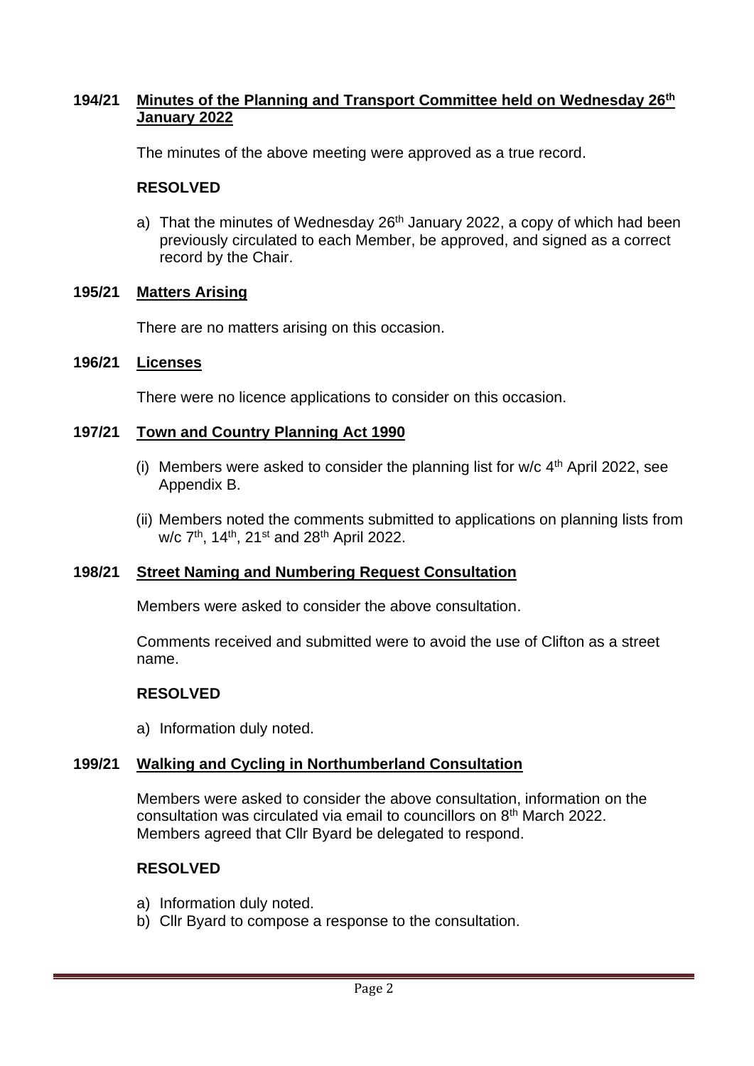**194/21 Minutes of the Planning and Transport Committee held on Wednesday 26th January 2022**

The minutes of the above meeting were approved as a true record.

**RESOLVED**

a) That the minutes of Wednesday 26th January 2022, a copy of which had been previously circulated to each Member, be approved, and signed as a correct record by the Chair.

**195/21 Matters Arising**

There are no matters arising on this occasion.

**196/21 Licenses**

There were no licence applications to consider on this occasion.

**197/21 Town and Country Planning Act 1990**

(i) Members were asked to consider the planning list for w/c 4th April 2022, see Appendix B.

(ii) Members noted the comments submitted to applications on planning lists from w/c 7th, 14th, 21st and 28th April 2022.

**198/21 Street Naming and Numbering Request Consultation**

Members were asked to consider the above consultation.

Comments received and submitted were to avoid the use of Clifton as a street name.

**RESOLVED**

a) Information duly noted.

**199/21 Walking and Cycling in Northumberland Consultation**

Members were asked to consider the above consultation, information on the consultation was circulated via email to councillors on 8th March 2022. Members agreed that Cllr Byard be delegated to respond.

**RESOLVED**

a) Information duly noted.
b) Cllr Byard to compose a response to the consultation.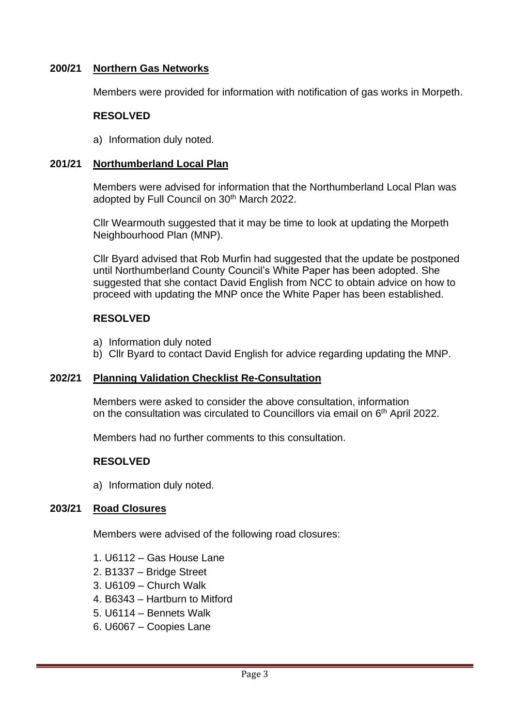## 200/21 Northern Gas Networks

Members were provided for information with notification of gas works in Morpeth.

**RESOLVED**

a) Information duly noted.

## 201/21 Northumberland Local Plan

Members were advised for information that the Northumberland Local Plan was adopted by Full Council on 30th March 2022.

Cllr Wearmouth suggested that it may be time to look at updating the Morpeth Neighbourhood Plan (MNP).

Cllr Byard advised that Rob Murfin had suggested that the update be postponed until Northumberland County Council's White Paper has been adopted. She suggested that she contact David English from NCC to obtain advice on how to proceed with updating the MNP once the White Paper has been established.

**RESOLVED**

a) Information duly noted
b) Cllr Byard to contact David English for advice regarding updating the MNP.

## 202/21 Planning Validation Checklist Re-Consultation

Members were asked to consider the above consultation, information on the consultation was circulated to Councillors via email on 6th April 2022.

Members had no further comments to this consultation.

**RESOLVED**

a) Information duly noted.

## 203/21 Road Closures

Members were advised of the following road closures:

1. U6112 – Gas House Lane
2. B1337 – Bridge Street
3. U6109 – Church Walk
4. B6343 – Hartburn to Mitford
5. U6114 – Bennets Walk
6. U6067 – Coopies Lane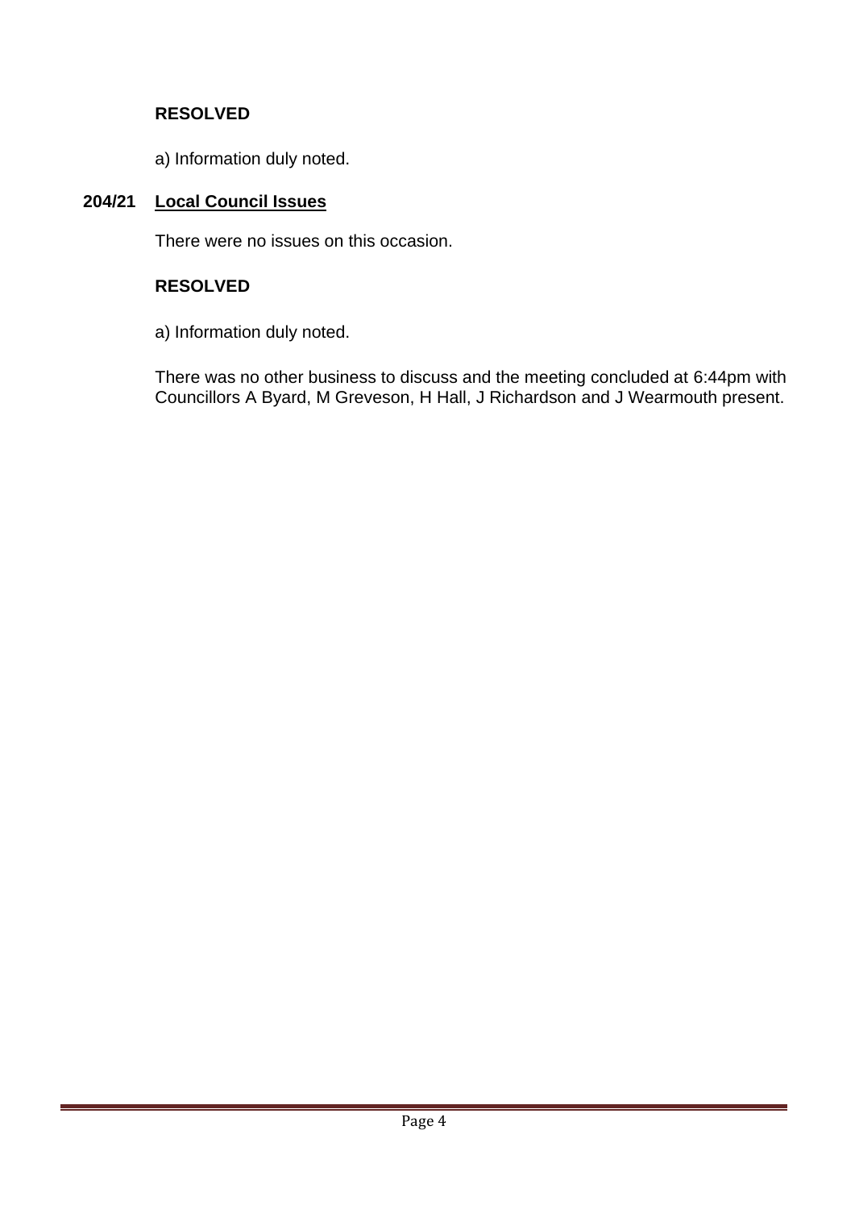**RESOLVED**

a) Information duly noted.

**204/21 Local Council Issues**

There were no issues on this occasion.

**RESOLVED**

a) Information duly noted.

There was no other business to discuss and the meeting concluded at 6:44pm with Councillors A Byard, M Greveson, H Hall, J Richardson and J Wearmouth present.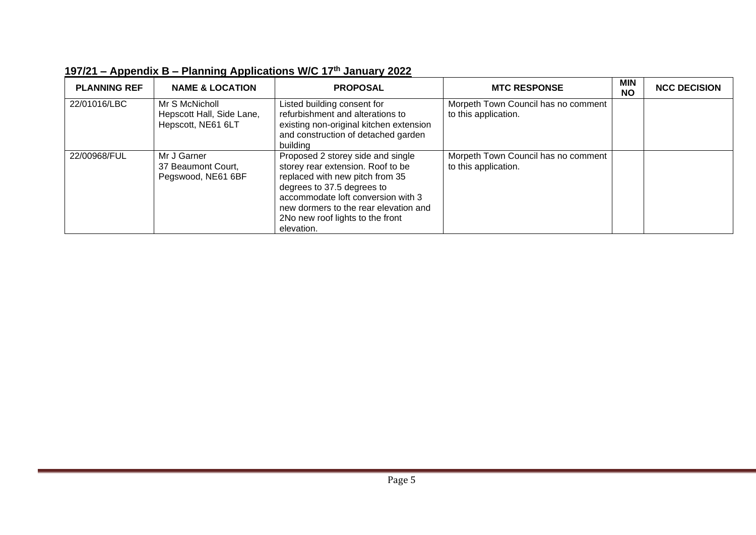## 197/21 – Appendix B – Planning Applications W/C 17th January 2022

| PLANNING REF | NAME & LOCATION | PROPOSAL | MTC RESPONSE | MIN NO | NCC DECISION |
|---|---|---|---|---|---|
| 22/01016/LBC | Mr S McNicholl<br>Hepscott Hall, Side Lane, Hepscott, NE61 6LT | Listed building consent for refurbishment and alterations to existing non-original kitchen extension and construction of detached garden building | Morpeth Town Council has no comment to this application. | | |
| 22/00968/FUL | Mr J Garner<br>37 Beaumont Court, Pegswood, NE61 6BF | Proposed 2 storey side and single storey rear extension. Roof to be replaced with new pitch from 35 degrees to 37.5 degrees to accommodate loft conversion with 3 new dormers to the rear elevation and 2No new roof lights to the front elevation. | Morpeth Town Council has no comment to this application. | | |